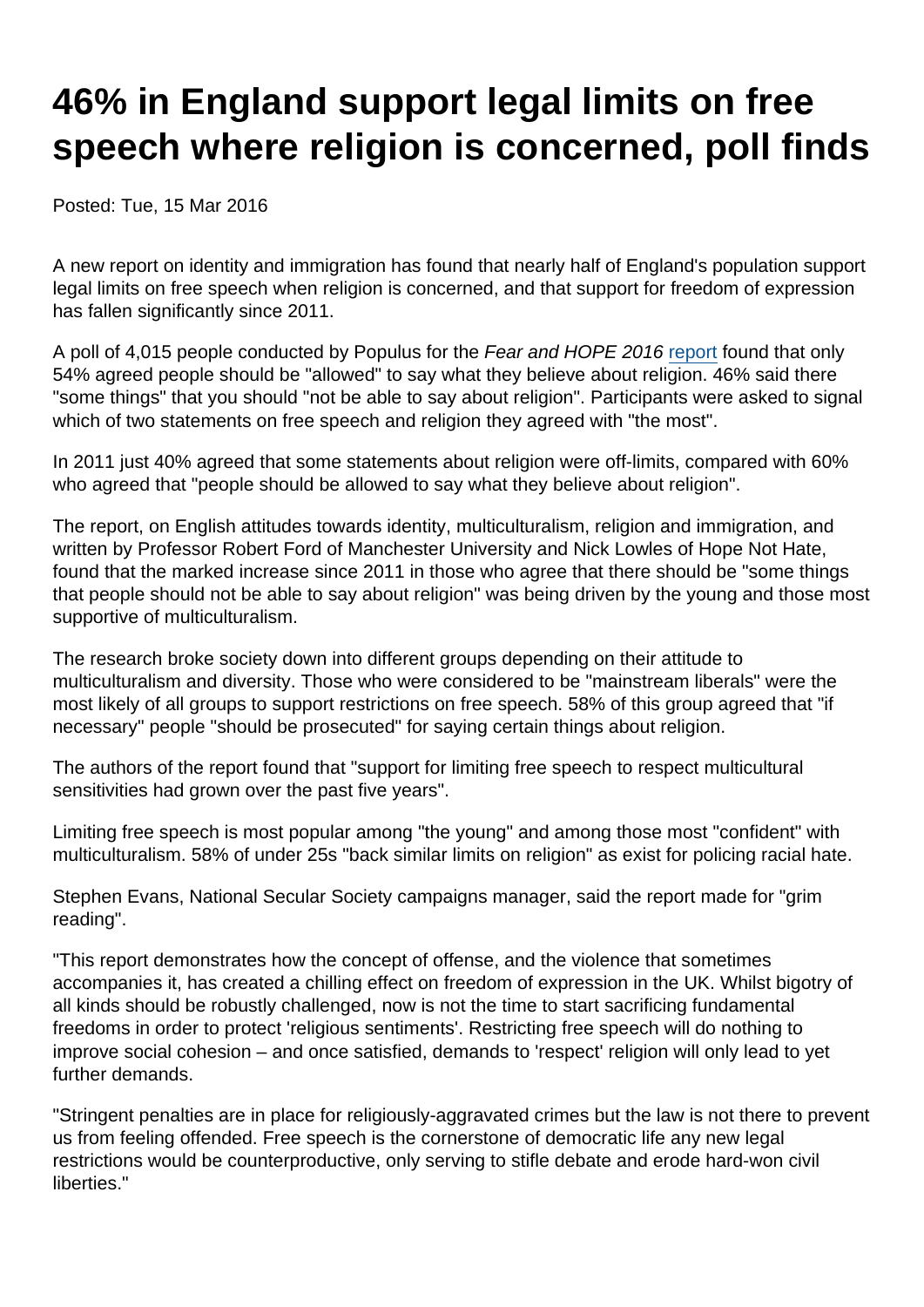# 46% in England support legal limits on free speech where religion is concerned, poll finds

Posted: Tue, 15 Mar 2016

A new report on identity and immigration has found that nearly half of England's population support legal limits on free speech when religion is concerned, and that support for freedom of expression has fallen significantly since 2011.

A poll of 4,015 people conducted by Populus for the *Fear and HOPE 2016* report found that only 54% agreed people should be "allowed" to say what they believe about religion. 46% said there "some things" that you should "not be able to say about religion". Participants were asked to signal which of two statements on free speech and religion they agreed with "the most".

In 2011 just 40% agreed that some statements about religion were off-limits, compared with 60% who agreed that "people should be allowed to say what they believe about religion".

The report, on English attitudes towards identity, multiculturalism, religion and immigration, and written by Professor Robert Ford of Manchester University and Nick Lowles of Hope Not Hate, found that the marked increase since 2011 in those who agree that there should be "some things that people should not be able to say about religion" was being driven by the young and those most supportive of multiculturalism.

The research broke society down into different groups depending on their attitude to multiculturalism and diversity. Those who were considered to be "mainstream liberals" were the most likely of all groups to support restrictions on free speech. 58% of this group agreed that "if necessary" people "should be prosecuted" for saying certain things about religion.

The authors of the report found that "support for limiting free speech to respect multicultural sensitivities had grown over the past five years".

Limiting free speech is most popular among "the young" and among those most "confident" with multiculturalism. 58% of under 25s "back similar limits on religion" as exist for policing racial hate.

Stephen Evans, National Secular Society campaigns manager, said the report made for "grim reading".

"This report demonstrates how the concept of offense, and the violence that sometimes accompanies it, has created a chilling effect on freedom of expression in the UK. Whilst bigotry of all kinds should be robustly challenged, now is not the time to start sacrificing fundamental freedoms in order to protect 'religious sentiments'. Restricting free speech will do nothing to improve social cohesion – and once satisfied, demands to 'respect' religion will only lead to yet further demands.

"Stringent penalties are in place for religiously-aggravated crimes but the law is not there to prevent us from feeling offended. Free speech is the cornerstone of democratic life any new legal restrictions would be counterproductive, only serving to stifle debate and erode hard-won civil liberties."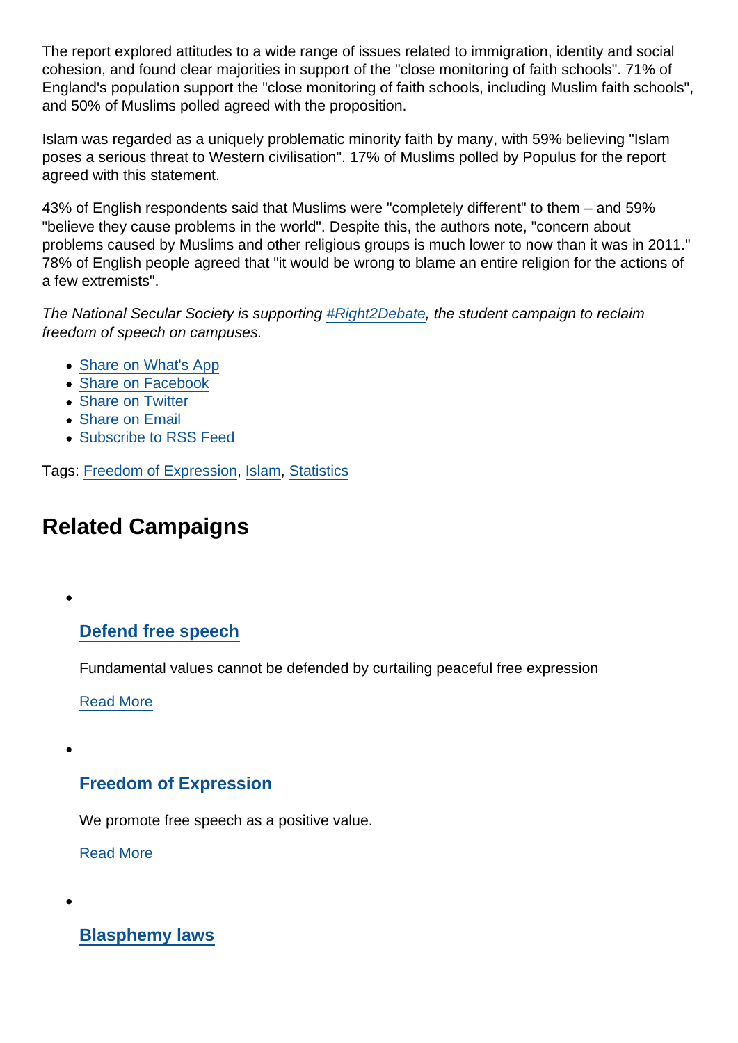The report explored attitudes to a wide range of issues related to immigration, identity and social cohesion, and found clear majorities in support of the "close monitoring of faith schools". 71% of England's population support the "close monitoring of faith schools, including Muslim faith schools", and 50% of Muslims polled agreed with the proposition.

Islam was regarded as a uniquely problematic minority faith by many, with 59% believing "Islam poses a serious threat to Western civilisation". 17% of Muslims polled by Populus for the report agreed with this statement.

43% of English respondents said that Muslims were "completely different" to them – and 59% "believe they cause problems in the world". Despite this, the authors note, "concern about problems caused by Muslims and other religious groups is much lower to now than it was in 2011." 78% of English people agreed that "it would be wrong to blame an entire religion for the actions of a few extremists".

*The National Secular Society is supporting #Right2Debate, the student campaign to reclaim freedom of speech on campuses.*

- Share on What's App
- Share on Facebook
- Share on Twitter
- Share on Email
- Subscribe to RSS Feed

Tags: Freedom of Expression, Islam, Statistics

## Related Campaigns

- ### Defend free speech

  Fundamental values cannot be defended by curtailing peaceful free expression

  Read More

- ### Freedom of Expression

  We promote free speech as a positive value.

  Read More

- ### Blasphemy laws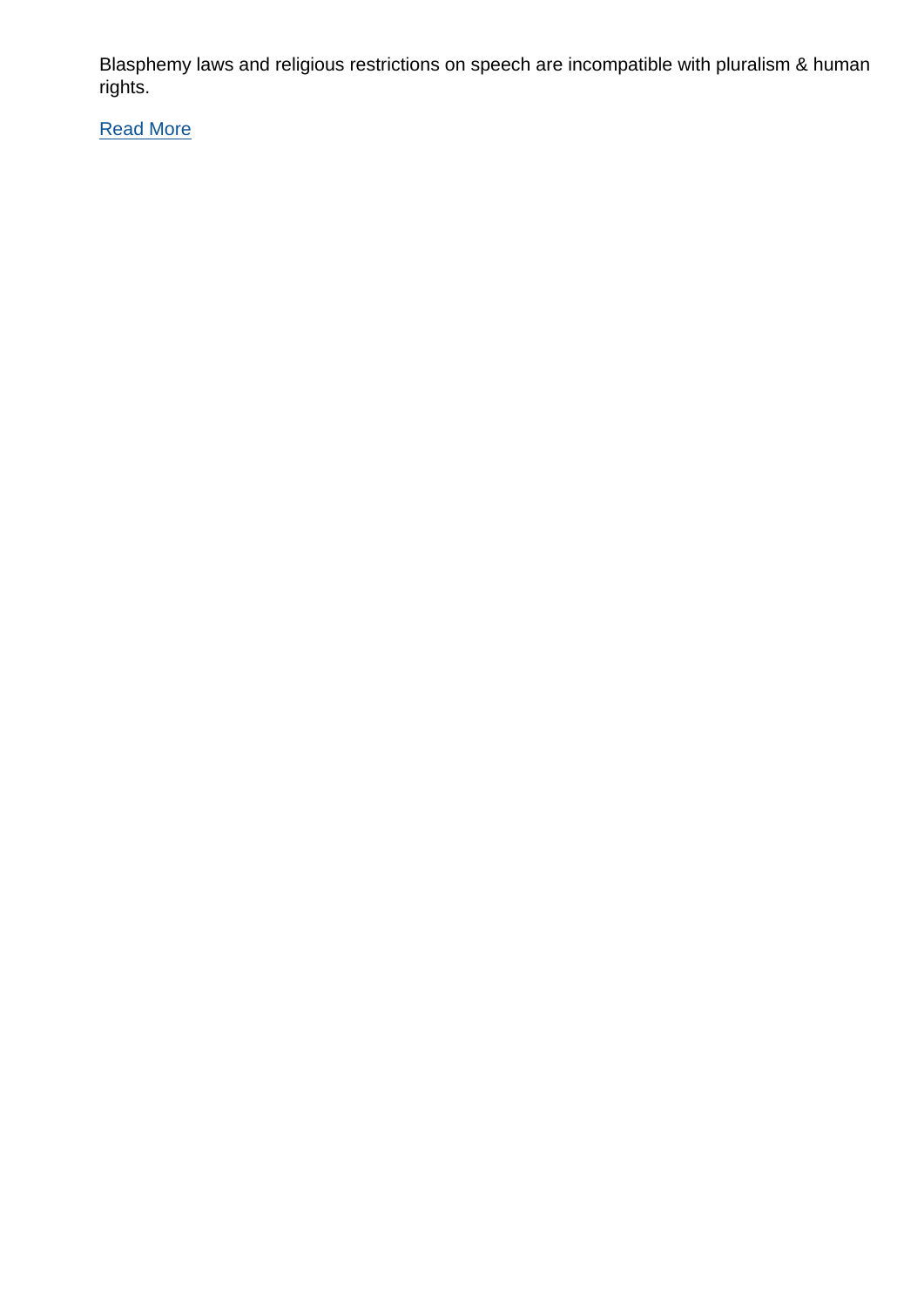Blasphemy laws and religious restrictions on speech are incompatible with pluralism & human rights.

Read More